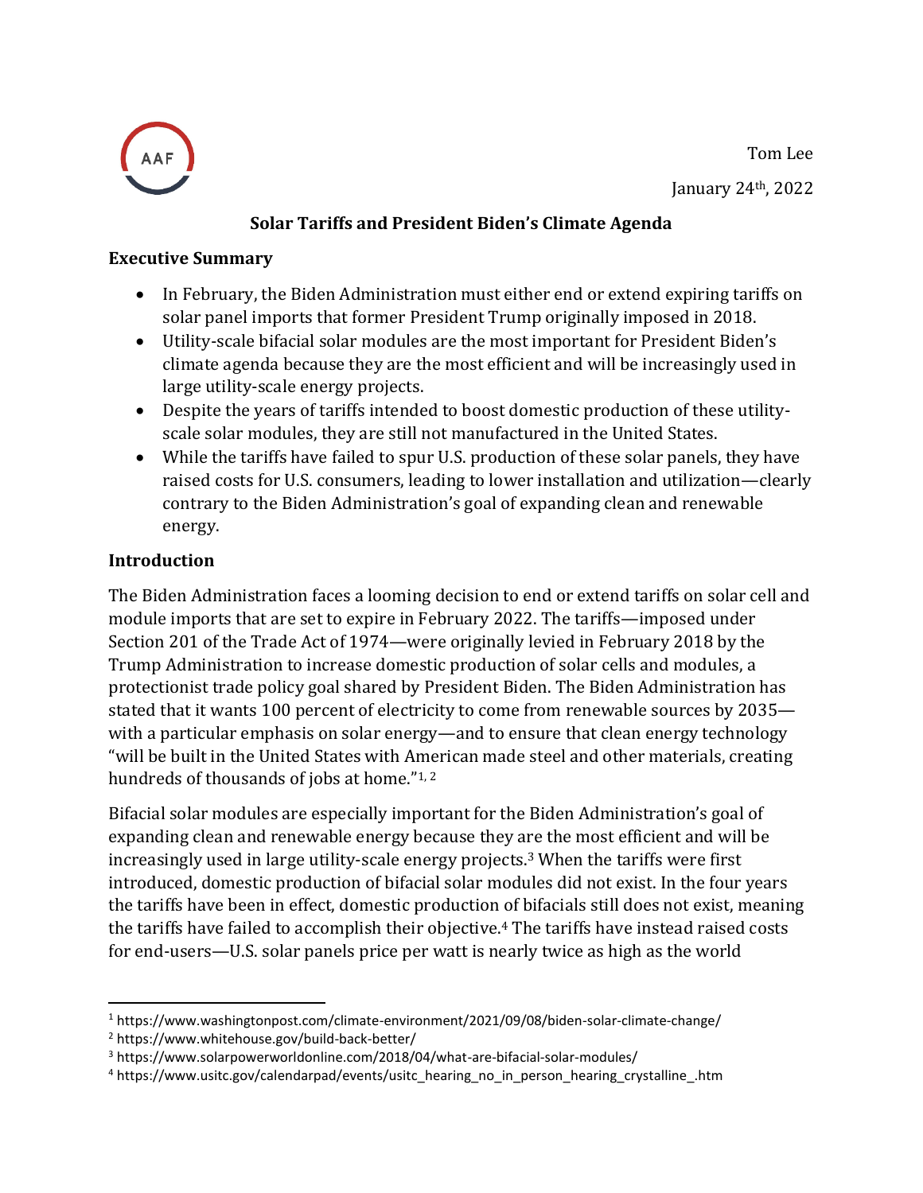AAF

Tom Lee

January 24th, 2022

# Solar Tariffs and President Biden's Climate Agenda

## Executive Summary

- In February, the Biden Administration must either end or extend expiring tariffs on solar panel imports that former President Trump originally imposed in 2018.
- Utility-scale bifacial solar modules are the most important for President Biden's climate agenda because they are the most efficient and will be increasingly used in large utility-scale energy projects.
- Despite the years of tariffs intended to boost domestic production of these utility-scale solar modules, they are still not manufactured in the United States.
- While the tariffs have failed to spur U.S. production of these solar panels, they have raised costs for U.S. consumers, leading to lower installation and utilization—clearly contrary to the Biden Administration's goal of expanding clean and renewable energy.

## Introduction

The Biden Administration faces a looming decision to end or extend tariffs on solar cell and module imports that are set to expire in February 2022. The tariffs—imposed under Section 201 of the Trade Act of 1974—were originally levied in February 2018 by the Trump Administration to increase domestic production of solar cells and modules, a protectionist trade policy goal shared by President Biden. The Biden Administration has stated that it wants 100 percent of electricity to come from renewable sources by 2035—with a particular emphasis on solar energy—and to ensure that clean energy technology "will be built in the United States with American made steel and other materials, creating hundreds of thousands of jobs at home."[1, 2]

Bifacial solar modules are especially important for the Biden Administration's goal of expanding clean and renewable energy because they are the most efficient and will be increasingly used in large utility-scale energy projects.[3] When the tariffs were first introduced, domestic production of bifacial solar modules did not exist. In the four years the tariffs have been in effect, domestic production of bifacials still does not exist, meaning the tariffs have failed to accomplish their objective.[4] The tariffs have instead raised costs for end-users—U.S. solar panels price per watt is nearly twice as high as the world

---

[1] https://www.washingtonpost.com/climate-environment/2021/09/08/biden-solar-climate-change/

[2] https://www.whitehouse.gov/build-back-better/

[3] https://www.solarpowerworldonline.com/2018/04/what-are-bifacial-solar-modules/

[4] https://www.usitc.gov/calendarpad/events/usitc_hearing_no_in_person_hearing_crystalline_.htm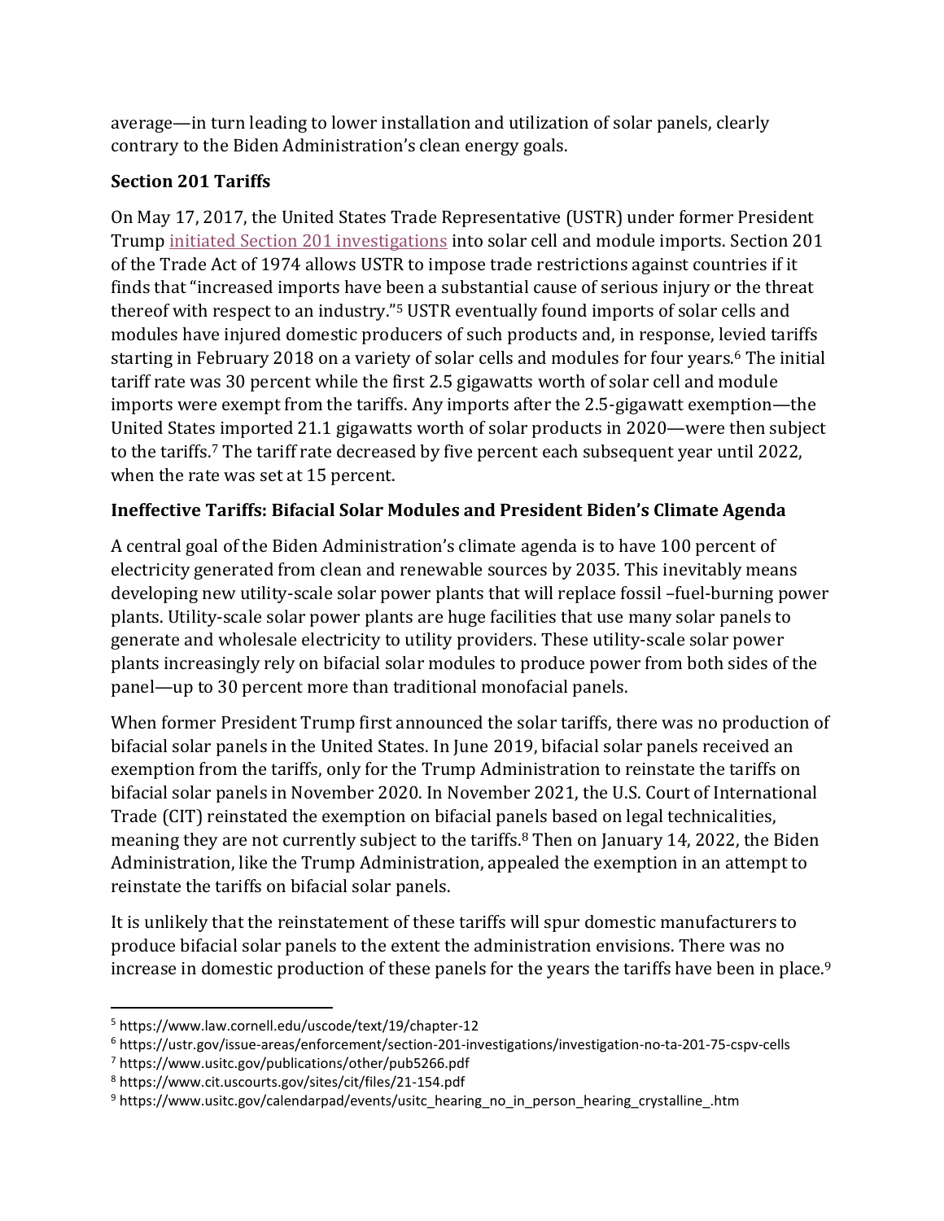average—in turn leading to lower installation and utilization of solar panels, clearly contrary to the Biden Administration's clean energy goals.

**Section 201 Tariffs**

On May 17, 2017, the United States Trade Representative (USTR) under former President Trump initiated Section 201 investigations into solar cell and module imports. Section 201 of the Trade Act of 1974 allows USTR to impose trade restrictions against countries if it finds that "increased imports have been a substantial cause of serious injury or the threat thereof with respect to an industry."[5] USTR eventually found imports of solar cells and modules have injured domestic producers of such products and, in response, levied tariffs starting in February 2018 on a variety of solar cells and modules for four years.[6] The initial tariff rate was 30 percent while the first 2.5 gigawatts worth of solar cell and module imports were exempt from the tariffs. Any imports after the 2.5-gigawatt exemption—the United States imported 21.1 gigawatts worth of solar products in 2020—were then subject to the tariffs.[7] The tariff rate decreased by five percent each subsequent year until 2022, when the rate was set at 15 percent.

**Ineffective Tariffs: Bifacial Solar Modules and President Biden's Climate Agenda**

A central goal of the Biden Administration's climate agenda is to have 100 percent of electricity generated from clean and renewable sources by 2035. This inevitably means developing new utility-scale solar power plants that will replace fossil –fuel-burning power plants. Utility-scale solar power plants are huge facilities that use many solar panels to generate and wholesale electricity to utility providers. These utility-scale solar power plants increasingly rely on bifacial solar modules to produce power from both sides of the panel—up to 30 percent more than traditional monofacial panels.

When former President Trump first announced the solar tariffs, there was no production of bifacial solar panels in the United States. In June 2019, bifacial solar panels received an exemption from the tariffs, only for the Trump Administration to reinstate the tariffs on bifacial solar panels in November 2020. In November 2021, the U.S. Court of International Trade (CIT) reinstated the exemption on bifacial panels based on legal technicalities, meaning they are not currently subject to the tariffs.[8] Then on January 14, 2022, the Biden Administration, like the Trump Administration, appealed the exemption in an attempt to reinstate the tariffs on bifacial solar panels.

It is unlikely that the reinstatement of these tariffs will spur domestic manufacturers to produce bifacial solar panels to the extent the administration envisions. There was no increase in domestic production of these panels for the years the tariffs have been in place.[9]

---

[5] https://www.law.cornell.edu/uscode/text/19/chapter-12

[6] https://ustr.gov/issue-areas/enforcement/section-201-investigations/investigation-no-ta-201-75-cspv-cells

[7] https://www.usitc.gov/publications/other/pub5266.pdf

[8] https://www.cit.uscourts.gov/sites/cit/files/21-154.pdf

[9] https://www.usitc.gov/calendarpad/events/usitc_hearing_no_in_person_hearing_crystalline_.htm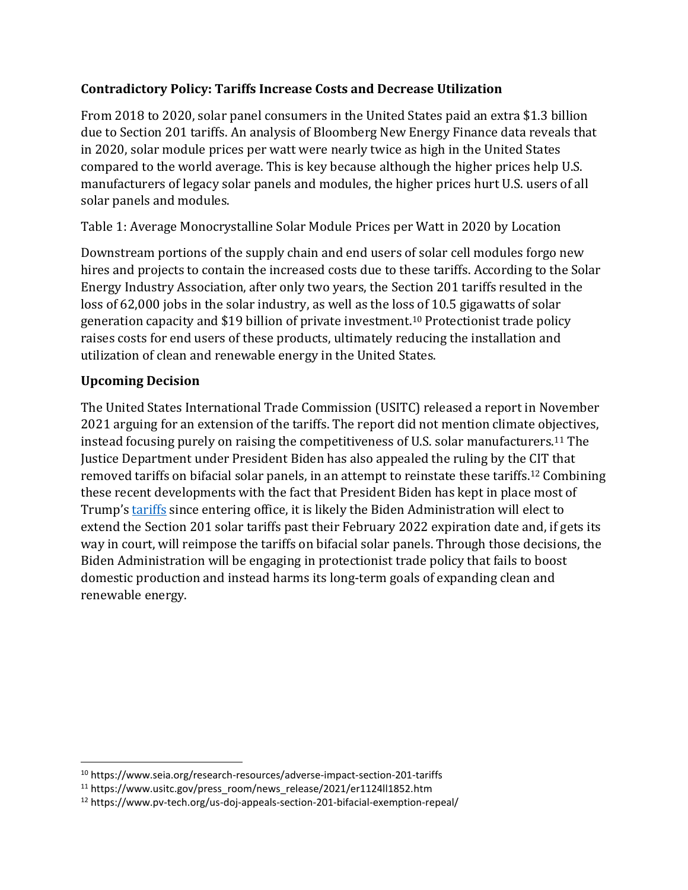**Contradictory Policy: Tariffs Increase Costs and Decrease Utilization**

From 2018 to 2020, solar panel consumers in the United States paid an extra $1.3 billion due to Section 201 tariffs. An analysis of Bloomberg New Energy Finance data reveals that in 2020, solar module prices per watt were nearly twice as high in the United States compared to the world average. This is key because although the higher prices help U.S. manufacturers of legacy solar panels and modules, the higher prices hurt U.S. users of all solar panels and modules.

Table 1: Average Monocrystalline Solar Module Prices per Watt in 2020 by Location

Downstream portions of the supply chain and end users of solar cell modules forgo new hires and projects to contain the increased costs due to these tariffs. According to the Solar Energy Industry Association, after only two years, the Section 201 tariffs resulted in the loss of 62,000 jobs in the solar industry, as well as the loss of 10.5 gigawatts of solar generation capacity and $19 billion of private investment.[10] Protectionist trade policy raises costs for end users of these products, ultimately reducing the installation and utilization of clean and renewable energy in the United States.

**Upcoming Decision**

The United States International Trade Commission (USITC) released a report in November 2021 arguing for an extension of the tariffs. The report did not mention climate objectives, instead focusing purely on raising the competitiveness of U.S. solar manufacturers.[11] The Justice Department under President Biden has also appealed the ruling by the CIT that removed tariffs on bifacial solar panels, in an attempt to reinstate these tariffs.[12] Combining these recent developments with the fact that President Biden has kept in place most of Trump's tariffs since entering office, it is likely the Biden Administration will elect to extend the Section 201 solar tariffs past their February 2022 expiration date and, if gets its way in court, will reimpose the tariffs on bifacial solar panels. Through those decisions, the Biden Administration will be engaging in protectionist trade policy that fails to boost domestic production and instead harms its long-term goals of expanding clean and renewable energy.

---

[10] https://www.seia.org/research-resources/adverse-impact-section-201-tariffs

[11] https://www.usitc.gov/press_room/news_release/2021/er1124ll1852.htm

[12] https://www.pv-tech.org/us-doj-appeals-section-201-bifacial-exemption-repeal/